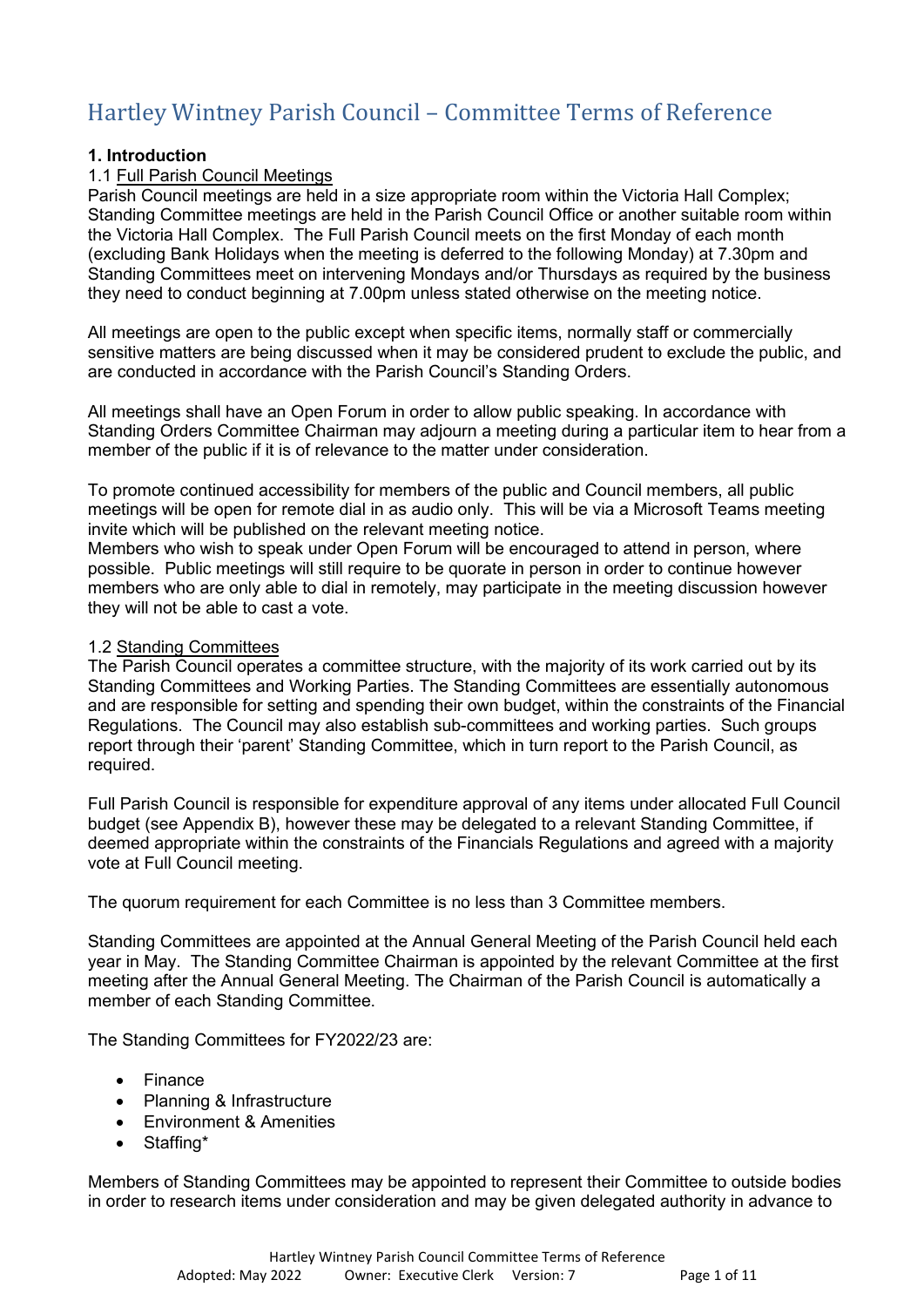# Hartley Wintney Parish Council – Committee Terms of Reference

**1. Introduction**

1.1 Full Parish Council Meetings

Parish Council meetings are held in a size appropriate room within the Victoria Hall Complex; Standing Committee meetings are held in the Parish Council Office or another suitable room within the Victoria Hall Complex. The Full Parish Council meets on the first Monday of each month (excluding Bank Holidays when the meeting is deferred to the following Monday) at 7.30pm and Standing Committees meet on intervening Mondays and/or Thursdays as required by the business they need to conduct beginning at 7.00pm unless stated otherwise on the meeting notice.

All meetings are open to the public except when specific items, normally staff or commercially sensitive matters are being discussed when it may be considered prudent to exclude the public, and are conducted in accordance with the Parish Council's Standing Orders.

All meetings shall have an Open Forum in order to allow public speaking. In accordance with Standing Orders Committee Chairman may adjourn a meeting during a particular item to hear from a member of the public if it is of relevance to the matter under consideration.

To promote continued accessibility for members of the public and Council members, all public meetings will be open for remote dial in as audio only. This will be via a Microsoft Teams meeting invite which will be published on the relevant meeting notice.

Members who wish to speak under Open Forum will be encouraged to attend in person, where possible. Public meetings will still require to be quorate in person in order to continue however members who are only able to dial in remotely, may participate in the meeting discussion however they will not be able to cast a vote.

1.2 Standing Committees

The Parish Council operates a committee structure, with the majority of its work carried out by its Standing Committees and Working Parties. The Standing Committees are essentially autonomous and are responsible for setting and spending their own budget, within the constraints of the Financial Regulations. The Council may also establish sub-committees and working parties. Such groups report through their 'parent' Standing Committee, which in turn report to the Parish Council, as required.

Full Parish Council is responsible for expenditure approval of any items under allocated Full Council budget (see Appendix B), however these may be delegated to a relevant Standing Committee, if deemed appropriate within the constraints of the Financials Regulations and agreed with a majority vote at Full Council meeting.

The quorum requirement for each Committee is no less than 3 Committee members.

Standing Committees are appointed at the Annual General Meeting of the Parish Council held each year in May. The Standing Committee Chairman is appointed by the relevant Committee at the first meeting after the Annual General Meeting. The Chairman of the Parish Council is automatically a member of each Standing Committee.

The Standing Committees for FY2022/23 are:

- Finance
- Planning & Infrastructure
- Environment & Amenities
- Staffing*

Members of Standing Committees may be appointed to represent their Committee to outside bodies in order to research items under consideration and may be given delegated authority in advance to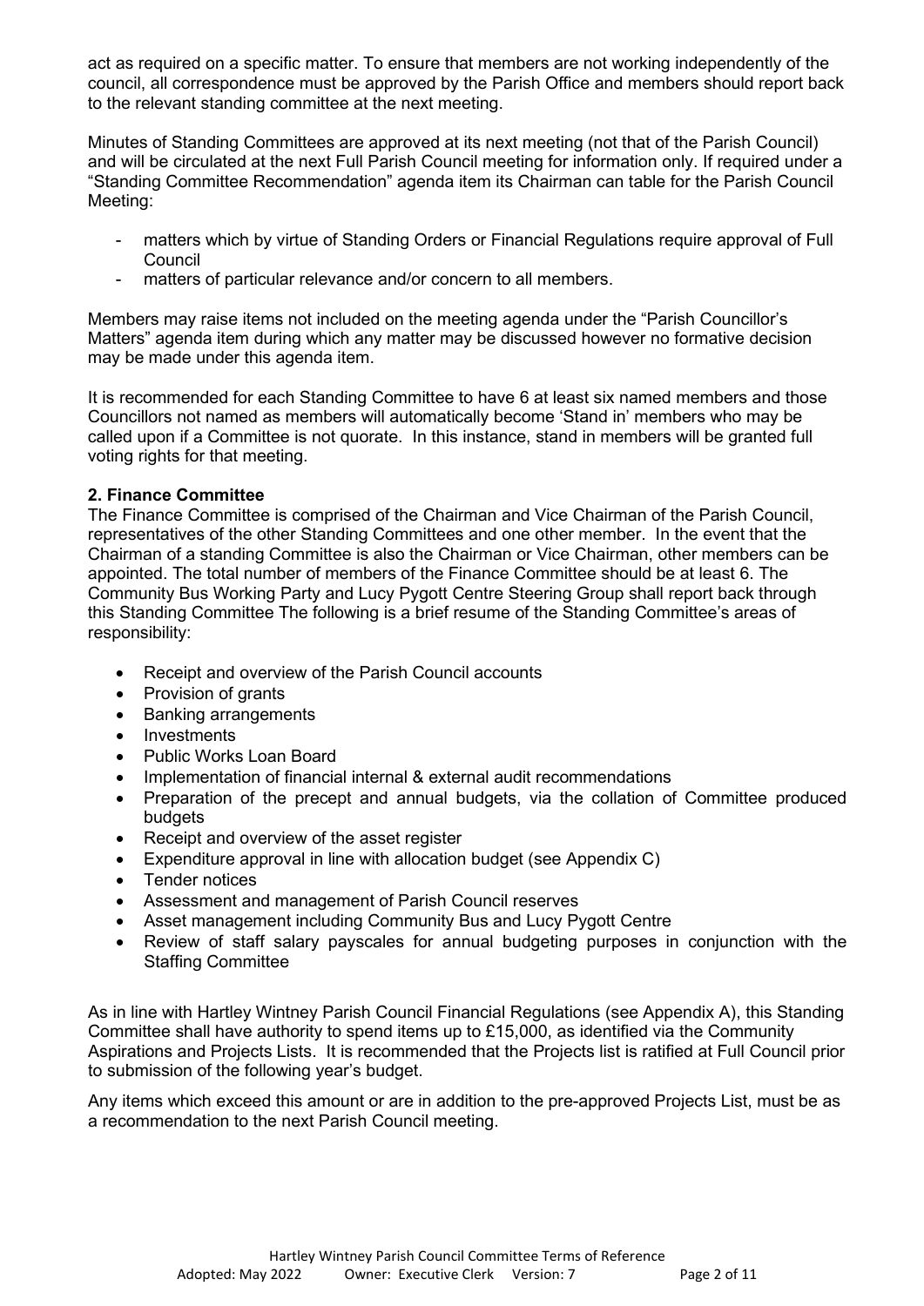act as required on a specific matter. To ensure that members are not working independently of the council, all correspondence must be approved by the Parish Office and members should report back to the relevant standing committee at the next meeting.

Minutes of Standing Committees are approved at its next meeting (not that of the Parish Council) and will be circulated at the next Full Parish Council meeting for information only. If required under a "Standing Committee Recommendation" agenda item its Chairman can table for the Parish Council Meeting:

- matters which by virtue of Standing Orders or Financial Regulations require approval of Full Council
- matters of particular relevance and/or concern to all members.

Members may raise items not included on the meeting agenda under the "Parish Councillor's Matters" agenda item during which any matter may be discussed however no formative decision may be made under this agenda item.

It is recommended for each Standing Committee to have 6 at least six named members and those Councillors not named as members will automatically become 'Stand in' members who may be called upon if a Committee is not quorate. In this instance, stand in members will be granted full voting rights for that meeting.

**2. Finance Committee**

The Finance Committee is comprised of the Chairman and Vice Chairman of the Parish Council, representatives of the other Standing Committees and one other member. In the event that the Chairman of a standing Committee is also the Chairman or Vice Chairman, other members can be appointed. The total number of members of the Finance Committee should be at least 6. The Community Bus Working Party and Lucy Pygott Centre Steering Group shall report back through this Standing Committee The following is a brief resume of the Standing Committee's areas of responsibility:

- Receipt and overview of the Parish Council accounts
- Provision of grants
- Banking arrangements
- Investments
- Public Works Loan Board
- Implementation of financial internal & external audit recommendations
- Preparation of the precept and annual budgets, via the collation of Committee produced budgets
- Receipt and overview of the asset register
- Expenditure approval in line with allocation budget (see Appendix C)
- Tender notices
- Assessment and management of Parish Council reserves
- Asset management including Community Bus and Lucy Pygott Centre
- Review of staff salary payscales for annual budgeting purposes in conjunction with the Staffing Committee

As in line with Hartley Wintney Parish Council Financial Regulations (see Appendix A), this Standing Committee shall have authority to spend items up to £15,000, as identified via the Community Aspirations and Projects Lists. It is recommended that the Projects list is ratified at Full Council prior to submission of the following year's budget.

Any items which exceed this amount or are in addition to the pre-approved Projects List, must be as a recommendation to the next Parish Council meeting.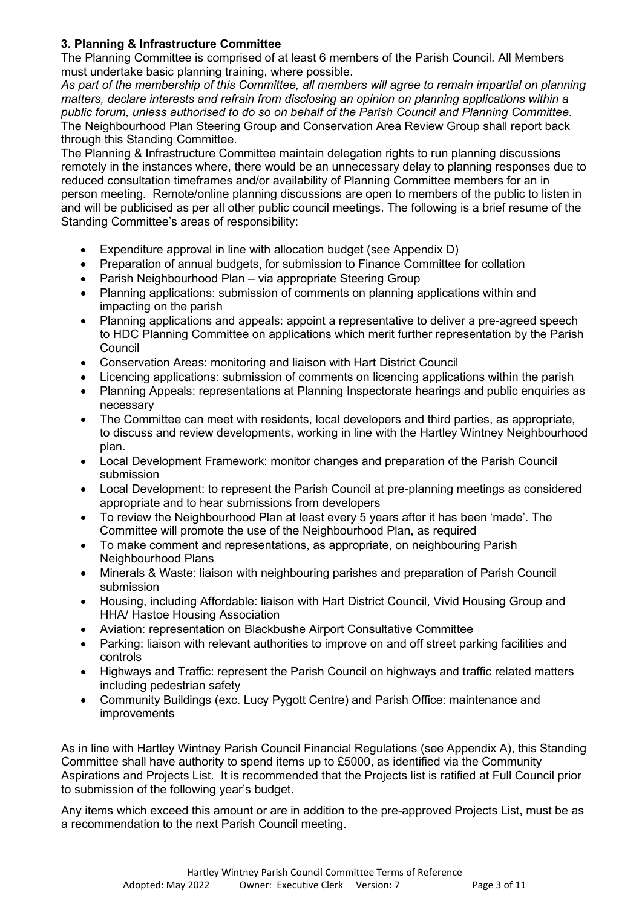### 3. Planning & Infrastructure Committee

The Planning Committee is comprised of at least 6 members of the Parish Council. All Members must undertake basic planning training, where possible.

*As part of the membership of this Committee, all members will agree to remain impartial on planning matters, declare interests and refrain from disclosing an opinion on planning applications within a public forum, unless authorised to do so on behalf of the Parish Council and Planning Committee*.

The Neighbourhood Plan Steering Group and Conservation Area Review Group shall report back through this Standing Committee.

The Planning & Infrastructure Committee maintain delegation rights to run planning discussions remotely in the instances where, there would be an unnecessary delay to planning responses due to reduced consultation timeframes and/or availability of Planning Committee members for an in person meeting. Remote/online planning discussions are open to members of the public to listen in and will be publicised as per all other public council meetings. The following is a brief resume of the Standing Committee's areas of responsibility:

- Expenditure approval in line with allocation budget (see Appendix D)
- Preparation of annual budgets, for submission to Finance Committee for collation
- Parish Neighbourhood Plan – via appropriate Steering Group
- Planning applications: submission of comments on planning applications within and impacting on the parish
- Planning applications and appeals: appoint a representative to deliver a pre-agreed speech to HDC Planning Committee on applications which merit further representation by the Parish Council
- Conservation Areas: monitoring and liaison with Hart District Council
- Licencing applications: submission of comments on licencing applications within the parish
- Planning Appeals: representations at Planning Inspectorate hearings and public enquiries as necessary
- The Committee can meet with residents, local developers and third parties, as appropriate, to discuss and review developments, working in line with the Hartley Wintney Neighbourhood plan.
- Local Development Framework: monitor changes and preparation of the Parish Council submission
- Local Development: to represent the Parish Council at pre-planning meetings as considered appropriate and to hear submissions from developers
- To review the Neighbourhood Plan at least every 5 years after it has been 'made'. The Committee will promote the use of the Neighbourhood Plan, as required
- To make comment and representations, as appropriate, on neighbouring Parish Neighbourhood Plans
- Minerals & Waste: liaison with neighbouring parishes and preparation of Parish Council submission
- Housing, including Affordable: liaison with Hart District Council, Vivid Housing Group and HHA/ Hastoe Housing Association
- Aviation: representation on Blackbushe Airport Consultative Committee
- Parking: liaison with relevant authorities to improve on and off street parking facilities and controls
- Highways and Traffic: represent the Parish Council on highways and traffic related matters including pedestrian safety
- Community Buildings (exc. Lucy Pygott Centre) and Parish Office: maintenance and improvements

As in line with Hartley Wintney Parish Council Financial Regulations (see Appendix A), this Standing Committee shall have authority to spend items up to £5000, as identified via the Community Aspirations and Projects List. It is recommended that the Projects list is ratified at Full Council prior to submission of the following year's budget.

Any items which exceed this amount or are in addition to the pre-approved Projects List, must be as a recommendation to the next Parish Council meeting.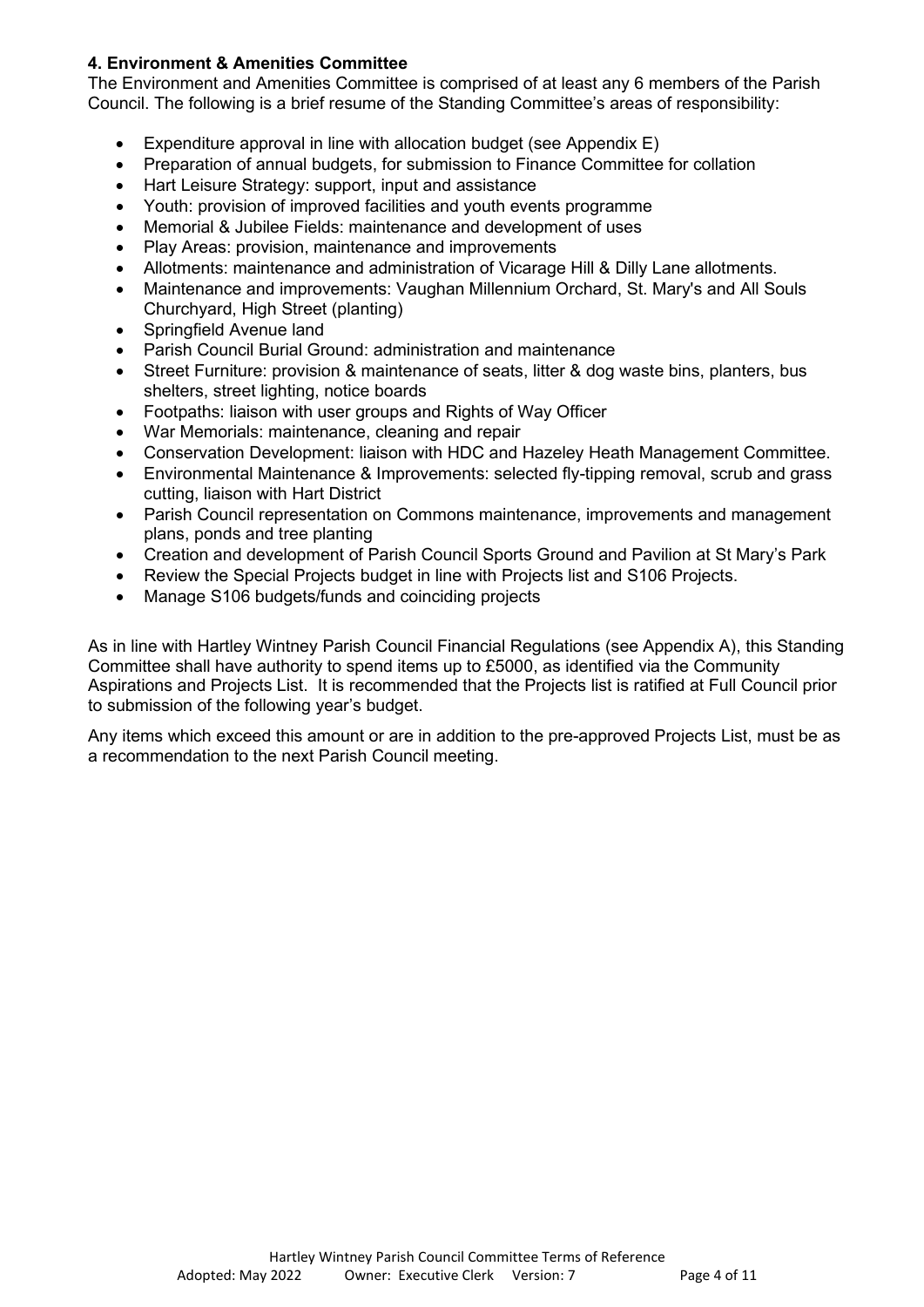### 4. Environment & Amenities Committee

The Environment and Amenities Committee is comprised of at least any 6 members of the Parish Council. The following is a brief resume of the Standing Committee's areas of responsibility:

- Expenditure approval in line with allocation budget (see Appendix E)
- Preparation of annual budgets, for submission to Finance Committee for collation
- Hart Leisure Strategy: support, input and assistance
- Youth: provision of improved facilities and youth events programme
- Memorial & Jubilee Fields: maintenance and development of uses
- Play Areas: provision, maintenance and improvements
- Allotments: maintenance and administration of Vicarage Hill & Dilly Lane allotments.
- Maintenance and improvements: Vaughan Millennium Orchard, St. Mary's and All Souls Churchyard, High Street (planting)
- Springfield Avenue land
- Parish Council Burial Ground: administration and maintenance
- Street Furniture: provision & maintenance of seats, litter & dog waste bins, planters, bus shelters, street lighting, notice boards
- Footpaths: liaison with user groups and Rights of Way Officer
- War Memorials: maintenance, cleaning and repair
- Conservation Development: liaison with HDC and Hazeley Heath Management Committee.
- Environmental Maintenance & Improvements: selected fly-tipping removal, scrub and grass cutting, liaison with Hart District
- Parish Council representation on Commons maintenance, improvements and management plans, ponds and tree planting
- Creation and development of Parish Council Sports Ground and Pavilion at St Mary's Park
- Review the Special Projects budget in line with Projects list and S106 Projects.
- Manage S106 budgets/funds and coinciding projects

As in line with Hartley Wintney Parish Council Financial Regulations (see Appendix A), this Standing Committee shall have authority to spend items up to £5000, as identified via the Community Aspirations and Projects List. It is recommended that the Projects list is ratified at Full Council prior to submission of the following year's budget.

Any items which exceed this amount or are in addition to the pre-approved Projects List, must be as a recommendation to the next Parish Council meeting.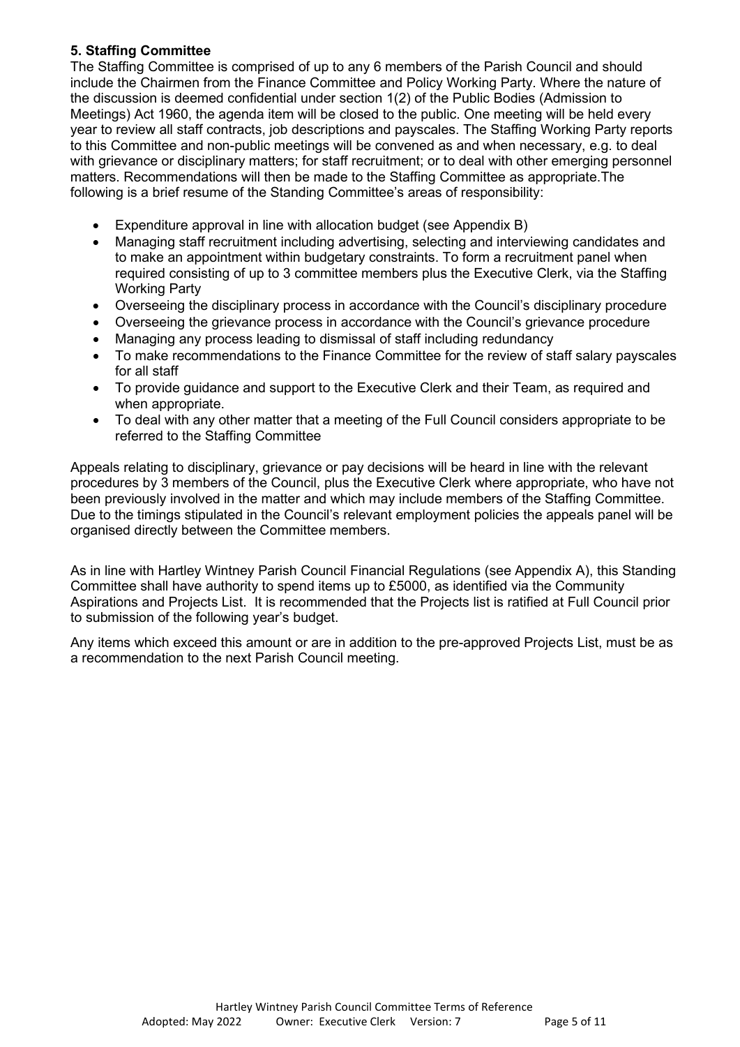**5. Staffing Committee**

The Staffing Committee is comprised of up to any 6 members of the Parish Council and should include the Chairmen from the Finance Committee and Policy Working Party. Where the nature of the discussion is deemed confidential under section 1(2) of the Public Bodies (Admission to Meetings) Act 1960, the agenda item will be closed to the public. One meeting will be held every year to review all staff contracts, job descriptions and payscales. The Staffing Working Party reports to this Committee and non-public meetings will be convened as and when necessary, e.g. to deal with grievance or disciplinary matters; for staff recruitment; or to deal with other emerging personnel matters. Recommendations will then be made to the Staffing Committee as appropriate.The following is a brief resume of the Standing Committee's areas of responsibility:

- Expenditure approval in line with allocation budget (see Appendix B)
- Managing staff recruitment including advertising, selecting and interviewing candidates and to make an appointment within budgetary constraints. To form a recruitment panel when required consisting of up to 3 committee members plus the Executive Clerk, via the Staffing Working Party
- Overseeing the disciplinary process in accordance with the Council's disciplinary procedure
- Overseeing the grievance process in accordance with the Council's grievance procedure
- Managing any process leading to dismissal of staff including redundancy
- To make recommendations to the Finance Committee for the review of staff salary payscales for all staff
- To provide guidance and support to the Executive Clerk and their Team, as required and when appropriate.
- To deal with any other matter that a meeting of the Full Council considers appropriate to be referred to the Staffing Committee

Appeals relating to disciplinary, grievance or pay decisions will be heard in line with the relevant procedures by 3 members of the Council, plus the Executive Clerk where appropriate, who have not been previously involved in the matter and which may include members of the Staffing Committee. Due to the timings stipulated in the Council's relevant employment policies the appeals panel will be organised directly between the Committee members.

As in line with Hartley Wintney Parish Council Financial Regulations (see Appendix A), this Standing Committee shall have authority to spend items up to £5000, as identified via the Community Aspirations and Projects List. It is recommended that the Projects list is ratified at Full Council prior to submission of the following year's budget.

Any items which exceed this amount or are in addition to the pre-approved Projects List, must be as a recommendation to the next Parish Council meeting.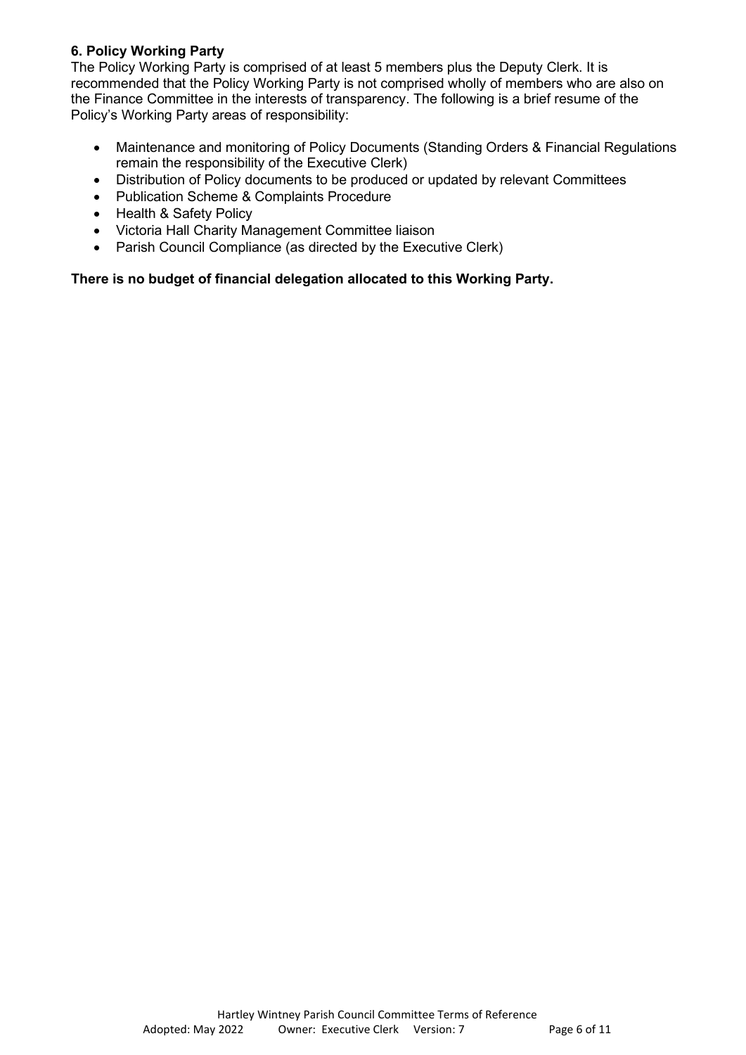### 6. Policy Working Party

The Policy Working Party is comprised of at least 5 members plus the Deputy Clerk. It is recommended that the Policy Working Party is not comprised wholly of members who are also on the Finance Committee in the interests of transparency. The following is a brief resume of the Policy's Working Party areas of responsibility:

- Maintenance and monitoring of Policy Documents (Standing Orders & Financial Regulations remain the responsibility of the Executive Clerk)
- Distribution of Policy documents to be produced or updated by relevant Committees
- Publication Scheme & Complaints Procedure
- Health & Safety Policy
- Victoria Hall Charity Management Committee liaison
- Parish Council Compliance (as directed by the Executive Clerk)

**There is no budget of financial delegation allocated to this Working Party.**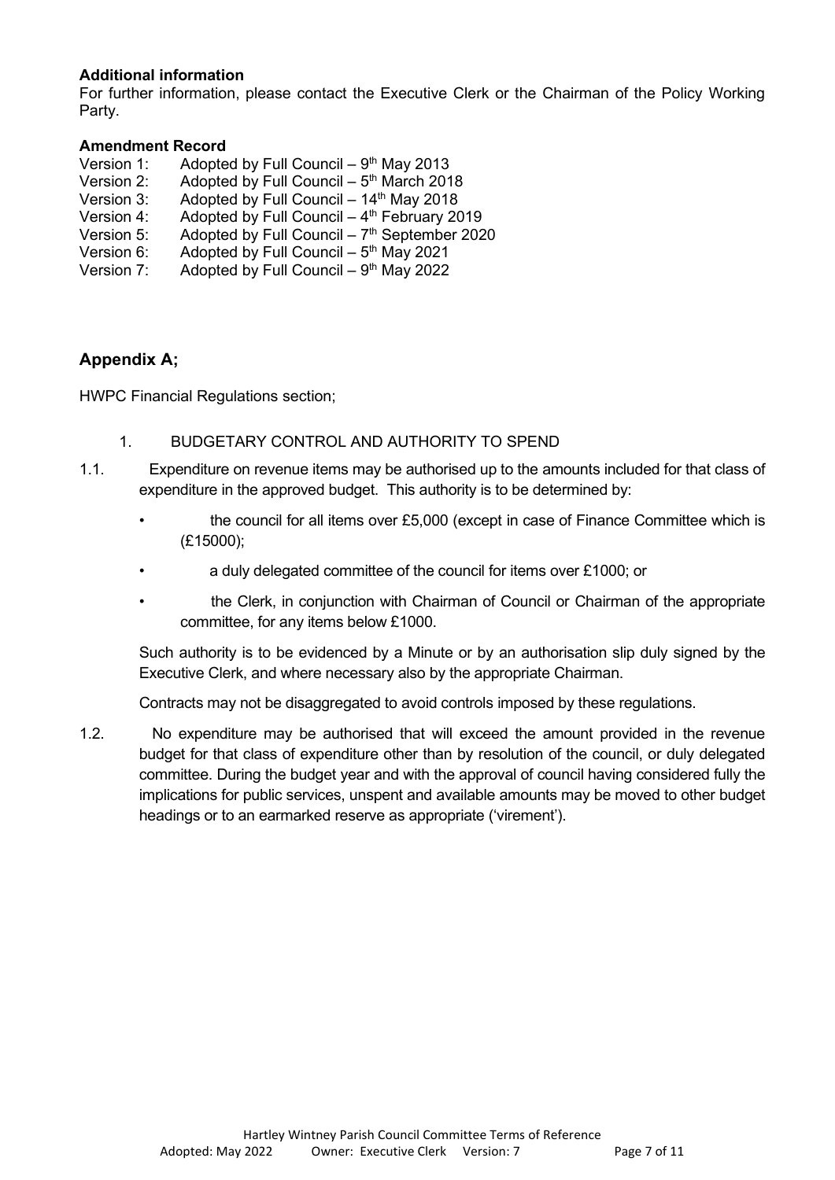**Additional information**

For further information, please contact the Executive Clerk or the Chairman of the Policy Working Party.

**Amendment Record**

Version 1: Adopted by Full Council – 9th May 2013
Version 2: Adopted by Full Council – 5th March 2018
Version 3: Adopted by Full Council – 14th May 2018
Version 4: Adopted by Full Council – 4th February 2019
Version 5: Adopted by Full Council – 7th September 2020
Version 6: Adopted by Full Council – 5th May 2021
Version 7: Adopted by Full Council – 9th May 2022

## Appendix A;

HWPC Financial Regulations section;

1. BUDGETARY CONTROL AND AUTHORITY TO SPEND

1.1. Expenditure on revenue items may be authorised up to the amounts included for that class of expenditure in the approved budget. This authority is to be determined by:

- the council for all items over £5,000 (except in case of Finance Committee which is (£15000);
- a duly delegated committee of the council for items over £1000; or
- the Clerk, in conjunction with Chairman of Council or Chairman of the appropriate committee, for any items below £1000.

Such authority is to be evidenced by a Minute or by an authorisation slip duly signed by the Executive Clerk, and where necessary also by the appropriate Chairman.

Contracts may not be disaggregated to avoid controls imposed by these regulations.

1.2. No expenditure may be authorised that will exceed the amount provided in the revenue budget for that class of expenditure other than by resolution of the council, or duly delegated committee. During the budget year and with the approval of council having considered fully the implications for public services, unspent and available amounts may be moved to other budget headings or to an earmarked reserve as appropriate ('virement').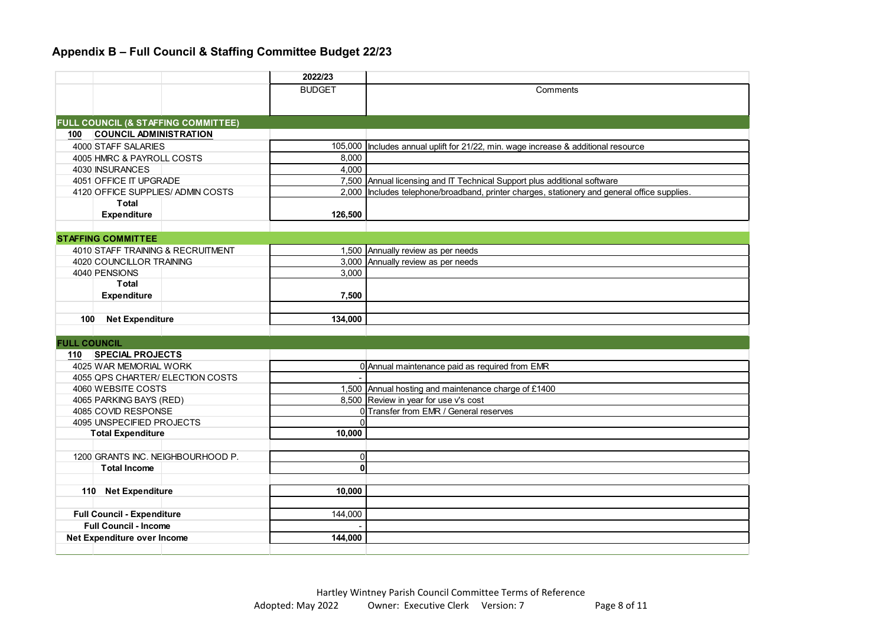## Appendix B – Full Council & Staffing Committee Budget 22/23

| | 2022/23 BUDGET | Comments |
|---|---|---|
| **FULL COUNCIL (& STAFFING COMMITTEE)** | | |
| **100 COUNCIL ADMINISTRATION** | | |
| 4000 STAFF SALARIES | 105,000 | Includes annual uplift for 21/22, min. wage increase & additional resource |
| 4005 HMRC & PAYROLL COSTS | 8,000 | |
| 4030 INSURANCES | 4,000 | |
| 4051 OFFICE IT UPGRADE | 7,500 | Annual licensing and IT Technical Support plus additional software |
| 4120 OFFICE SUPPLIES/ ADMIN COSTS | 2,000 | Includes telephone/broadband, printer charges, stationery and general office supplies. |
| **Total Expenditure** | **126,500** | |
| **STAFFING COMMITTEE** | | |
| 4010 STAFF TRAINING & RECRUITMENT | 1,500 | Annually review as per needs |
| 4020 COUNCILLOR TRAINING | 3,000 | Annually review as per needs |
| 4040 PENSIONS | 3,000 | |
| **Total Expenditure** | **7,500** | |
| **100 Net Expenditure** | **134,000** | |
| **FULL COUNCIL** | | |
| **110 SPECIAL PROJECTS** | | |
| 4025 WAR MEMORIAL WORK | 0 | Annual maintenance paid as required from EMR |
| 4055 QPS CHARTER/ ELECTION COSTS | - | |
| 4060 WEBSITE COSTS | 1,500 | Annual hosting and maintenance charge of £1400 |
| 4065 PARKING BAYS (RED) | 8,500 | Review in year for use v's cost |
| 4085 COVID RESPONSE | 0 | Transfer from EMR / General reserves |
| 4095 UNSPECIFIED PROJECTS | 0 | |
| **Total Expenditure** | **10,000** | |
| 1200 GRANTS INC. NEIGHBOURHOOD P. | 0 | |
| **Total Income** | **0** | |
| **110 Net Expenditure** | **10,000** | |
| **Full Council - Expenditure** | 144,000 | |
| **Full Council - Income** | - | |
| **Net Expenditure over Income** | **144,000** | |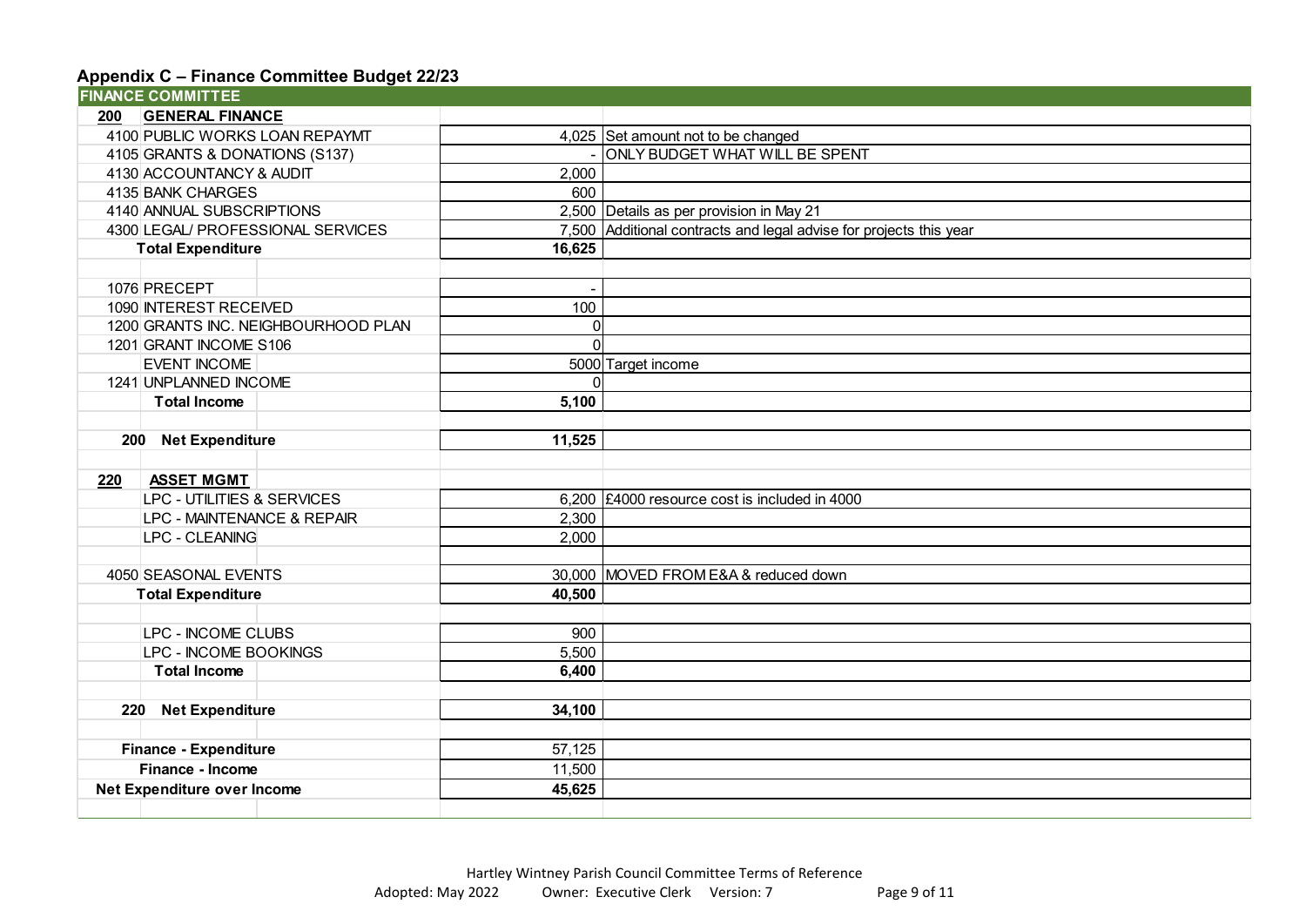## Appendix C – Finance Committee Budget 22/23

| FINANCE COMMITTEE | | | |
|---|---|---|---|
| **200** | **GENERAL FINANCE** | | |
| 4100 | PUBLIC WORKS LOAN REPAYMT | 4,025 | Set amount not to be changed |
| 4105 | GRANTS & DONATIONS (S137) | - | ONLY BUDGET WHAT WILL BE SPENT |
| 4130 | ACCOUNTANCY & AUDIT | 2,000 | |
| 4135 | BANK CHARGES | 600 | |
| 4140 | ANNUAL SUBSCRIPTIONS | 2,500 | Details as per provision in May 21 |
| 4300 | LEGAL/ PROFESSIONAL SERVICES | 7,500 | Additional contracts and legal advise for projects this year |
| | **Total Expenditure** | **16,625** | |
| | | | |
| 1076 | PRECEPT | - | |
| 1090 | INTEREST RECEIVED | 100 | |
| 1200 | GRANTS INC. NEIGHBOURHOOD PLAN | 0 | |
| 1201 | GRANT INCOME S106 | 0 | |
| | EVENT INCOME | 5000 | Target income |
| 1241 | UNPLANNED INCOME | 0 | |
| | **Total Income** | **5,100** | |
| | | | |
| **200** | **Net Expenditure** | **11,525** | |
| | | | |
| **220** | **ASSET MGMT** | | |
| | LPC - UTILITIES & SERVICES | 6,200 | £4000 resource cost is included in 4000 |
| | LPC - MAINTENANCE & REPAIR | 2,300 | |
| | LPC - CLEANING | 2,000 | |
| | | | |
| 4050 | SEASONAL EVENTS | 30,000 | MOVED FROM E&A & reduced down |
| | **Total Expenditure** | **40,500** | |
| | | | |
| | LPC - INCOME CLUBS | 900 | |
| | LPC - INCOME BOOKINGS | 5,500 | |
| | **Total Income** | **6,400** | |
| | | | |
| **220** | **Net Expenditure** | **34,100** | |
| | | | |
| | **Finance - Expenditure** | 57,125 | |
| | **Finance - Income** | 11,500 | |
| | **Net Expenditure over Income** | **45,625** | |

Hartley Wintney Parish Council Committee Terms of Reference
Adopted: May 2022 Owner: Executive Clerk Version: 7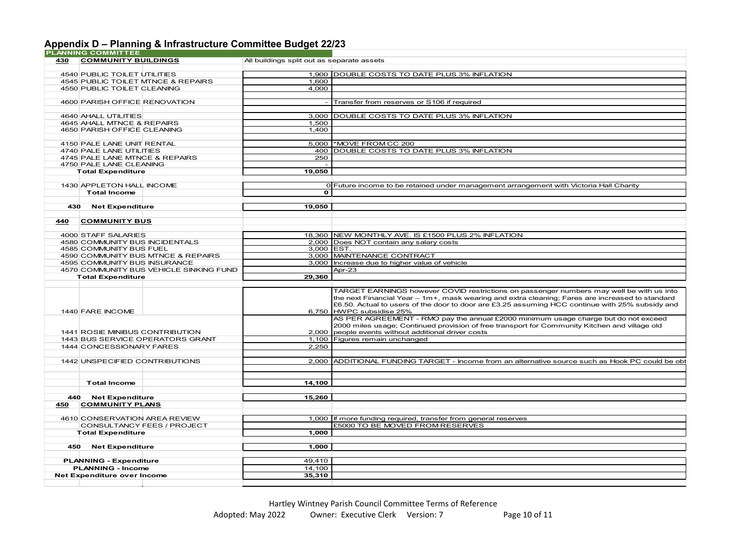## Appendix D – Planning & Infrastructure Committee Budget 22/23

| PLANNING COMMITTEE | | |
|---|---|---|
| **430 COMMUNITY BUILDINGS** | | All buildings split out as separate assets |
| 4540 PUBLIC TOILET UTILITIES | 1,900 | DOUBLE COSTS TO DATE PLUS 3% INFLATION |
| 4545 PUBLIC TOILET MTNCE & REPAIRS | 1,600 | |
| 4550 PUBLIC TOILET CLEANING | 4,000 | |
| 4600 PARISH OFFICE RENOVATION | - | Transfer from reserves or S106 if required |
| 4640 AHALL UTILITIES | 3,000 | DOUBLE COSTS TO DATE PLUS 3% INFLATION |
| 4645 AHALL MTNCE & REPAIRS | 1,500 | |
| 4650 PARISH OFFICE CLEANING | 1,400 | |
| 4150 PALE LANE UNIT RENTAL | 5,000 | *MOVE FROM CC 200 |
| 4740 PALE LANE UTILITIES | 400 | DOUBLE COSTS TO DATE PLUS 3% INFLATION |
| 4745 PALE LANE MTNCE & REPAIRS | 250 | |
| 4750 PALE LANE CLEANING | - | |
| **Total Expenditure** | **19,050** | |
| 1430 APPLETON HALL INCOME | 0 | Future income to be retained under management arrangement with Victoria Hall Charity |
| **Total Income** | **0** | |
| **430 Net Expenditure** | **19,050** | |
| **440 COMMUNITY BUS** | | |
| 4000 STAFF SALARIES | 18,360 | NEW MONTHLY AVE. IS £1500 PLUS 2% INFLATION |
| 4580 COMMUNITY BUS INCIDENTALS | 2,000 | Does NOT contain any salary costs |
| 4585 COMMUNITY BUS FUEL | 3,000 | EST. |
| 4590 COMMUNITY BUS MTNCE & REPAIRS | 3,000 | MAINTENANCE CONTRACT |
| 4595 COMMUNITY BUS INSURANCE | 3,000 | Increase due to higher value of vehicle |
| 4570 COMMUNITY BUS VEHICLE SINKING FUND | | Apr-23 |
| **Total Expenditure** | **29,360** | |
| 1440 FARE INCOME | 6,750 | TARGET EARNINGS however COVID restrictions on passenger numbers may well be with us into the next Financial Year – 1m+, mask wearing and extra cleaning; Fares are increased to standard £6.50. Actual to users of the door to door are £3.25 assuming HCC continue with 25% subsidy and HWPC subsidise 25% |
| 1441 ROSIE MINIBUS CONTRIBUTION | 2,000 | AS PER AGREEMENT - RMO pay the annual £2000 minimum usage charge but do not exceed 2000 miles usage; Continued provision of free transport for Community Kitchen and village old people events without additional driver costs |
| 1443 BUS SERVICE OPERATORS GRANT | 1,100 | Figures remain unchanged |
| 1444 CONCESSIONARY FARES | 2,250 | |
| 1442 UNSPECIFIED CONTRIBUTIONS | 2,000 | ADDITIONAL FUNDING TARGET - Income from an alternative source such as Hook PC could be obt |
| **Total Income** | **14,100** | |
| **440 Net Expenditure** | **15,260** | |
| **450 COMMUNITY PLANS** | | |
| 4610 CONSERVATION AREA REVIEW | 1,000 | If more funding required, transfer from general reserves |
| CONSULTANCY FEES / PROJECT | | £5000 TO BE MOVED FROM RESERVES |
| **Total Expenditure** | **1,000** | |
| **450 Net Expenditure** | **1,000** | |
| **PLANNING - Expenditure** | 49,410 | |
| **PLANNING - Income** | 14,100 | |
| **Net Expenditure over Income** | **35,310** | |

Hartley Wintney Parish Council Committee Terms of Reference
Adopted: May 2022 Owner: Executive Clerk Version: 7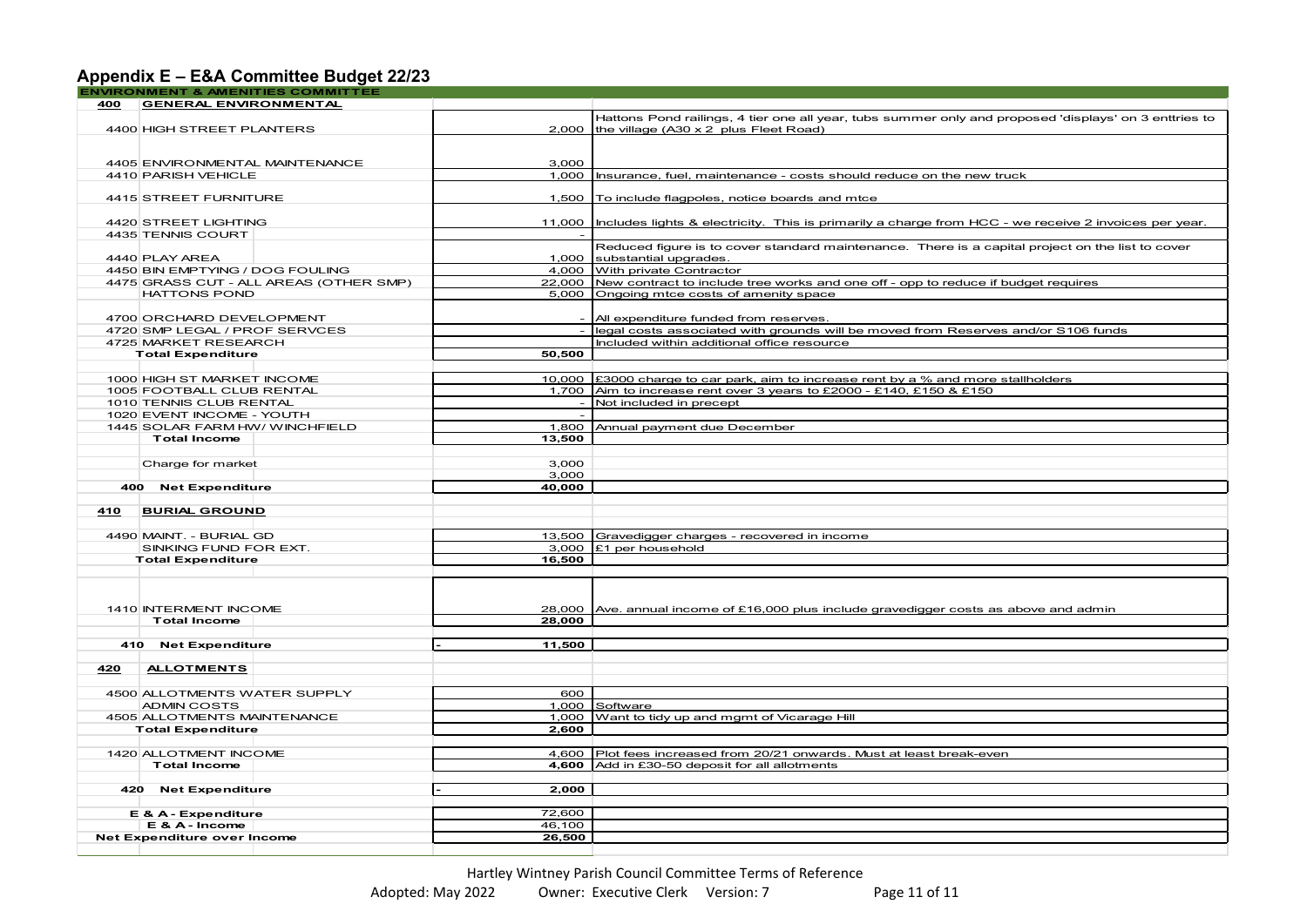# Appendix E – E&A Committee Budget 22/23

| ENVIRONMENT & AMENITIES COMMITTEE | | |
|---|---|---|
| **400 GENERAL ENVIRONMENTAL** | | |
| 4400 HIGH STREET PLANTERS | 2,000 | Hattons Pond railings, 4 tier one all year, tubs summer only and proposed 'displays' on 3 enttries to the village (A30 x 2 plus Fleet Road) |
| 4405 ENVIRONMENTAL MAINTENANCE | 3,000 | |
| 4410 PARISH VEHICLE | 1,000 | Insurance, fuel, maintenance - costs should reduce on the new truck |
| 4415 STREET FURNITURE | 1,500 | To include flagpoles, notice boards and mtce |
| 4420 STREET LIGHTING | 11,000 | Includes lights & electricity. This is primarily a charge from HCC - we receive 2 invoices per year. |
| 4435 TENNIS COURT | - | |
| 4440 PLAY AREA | 1,000 | Reduced figure is to cover standard maintenance. There is a capital project on the list to cover substantial upgrades. |
| 4450 BIN EMPTYING / DOG FOULING | 4,000 | With private Contractor |
| 4475 GRASS CUT - ALL AREAS (OTHER SMP) | 22,000 | New contract to include tree works and one off - opp to reduce if budget requires |
| HATTONS POND | 5,000 | Ongoing mtce costs of amenity space |
| 4700 ORCHARD DEVELOPMENT | - | All expenditure funded from reserves. |
| 4720 SMP LEGAL / PROF SERVCES | - | legal costs associated with grounds will be moved from Reserves and/or S106 funds |
| 4725 MARKET RESEARCH | | Included within additional office resource |
| **Total Expenditure** | **50,500** | |
| 1000 HIGH ST MARKET INCOME | 10,000 | £3000 charge to car park, aim to increase rent by a % and more stallholders |
| 1005 FOOTBALL CLUB RENTAL | 1,700 | Aim to increase rent over 3 years to £2000 - £140, £150 & £150 |
| 1010 TENNIS CLUB RENTAL | - | Not included in precept |
| 1020 EVENT INCOME - YOUTH | - | |
| 1445 SOLAR FARM HW/ WINCHFIELD | 1,800 | Annual payment due December |
| **Total Income** | **13,500** | |
| Charge for market | 3,000 | |
| | 3,000 | |
| **400 Net Expenditure** | **40,000** | |
| **410 BURIAL GROUND** | | |
| 4490 MAINT. - BURIAL GD | 13,500 | Gravedigger charges - recovered in income |
| SINKING FUND FOR EXT. | 3,000 | £1 per household |
| **Total Expenditure** | **16,500** | |
| 1410 INTERMENT INCOME | 28,000 | Ave. annual income of £16,000 plus include gravedigger costs as above and admin |
| **Total Income** | **28,000** | |
| **410 Net Expenditure** | **- 11,500** | |
| **420 ALLOTMENTS** | | |
| 4500 ALLOTMENTS WATER SUPPLY | 600 | |
| ADMIN COSTS | 1,000 | Software |
| 4505 ALLOTMENTS MAINTENANCE | 1,000 | Want to tidy up and mgmt of Vicarage Hill |
| **Total Expenditure** | **2,600** | |
| 1420 ALLOTMENT INCOME | 4,600 | Plot fees increased from 20/21 onwards. Must at least break-even |
| **Total Income** | **4,600** | Add in £30-50 deposit for all allotments |
| **420 Net Expenditure** | **- 2,000** | |
| **E & A - Expenditure** | 72,600 | |
| **E & A - Income** | 46,100 | |
| **Net Expenditure over Income** | **26,500** | |